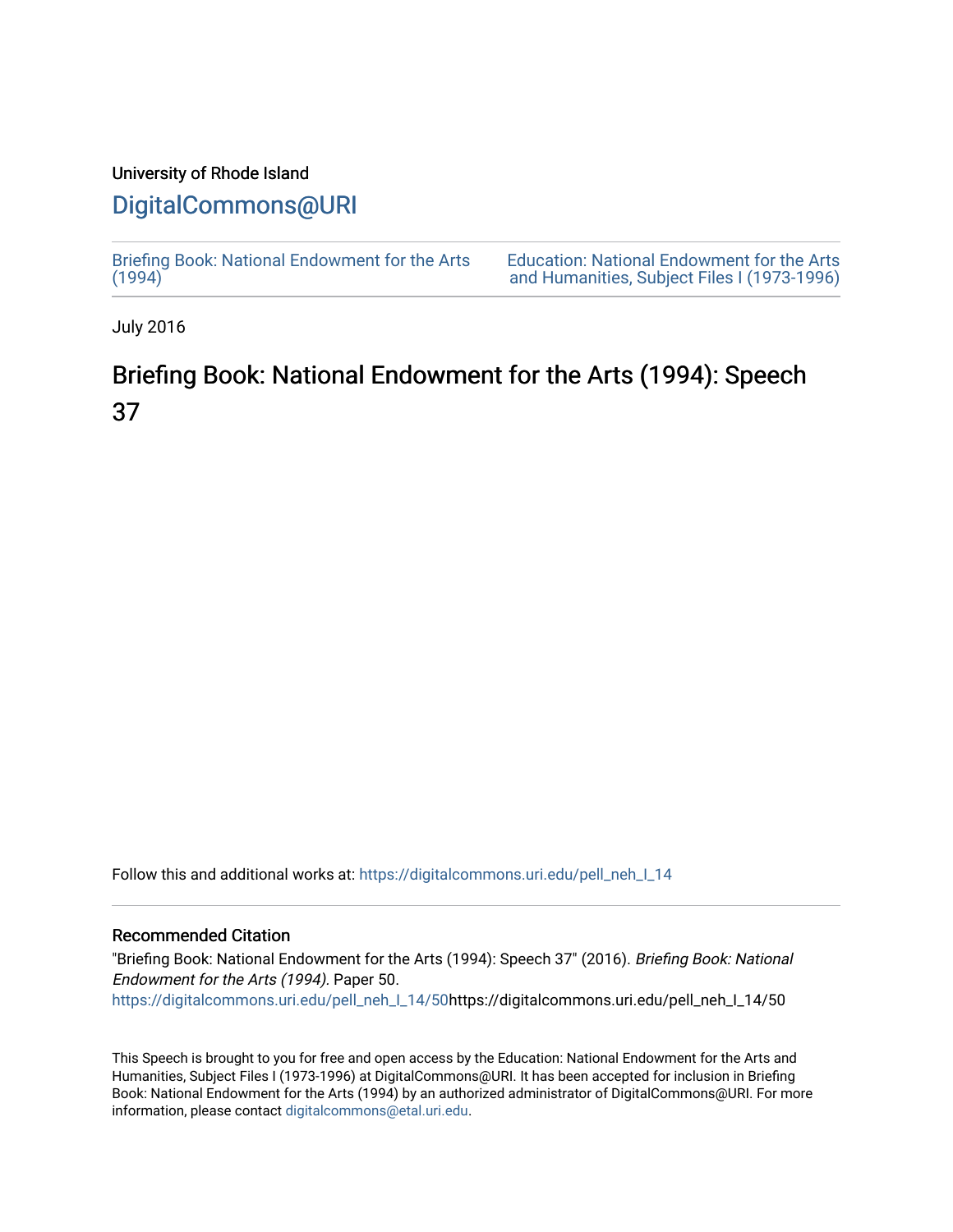University of Rhode Island

# DigitalCommons@URI

Briefing Book: National Endowment for the Arts (1994)

Education: National Endowment for the Arts and Humanities, Subject Files I (1973-1996)

July 2016

## Briefing Book: National Endowment for the Arts (1994): Speech 37

Follow this and additional works at: https://digitalcommons.uri.edu/pell_neh_I_14

### Recommended Citation

"Briefing Book: National Endowment for the Arts (1994): Speech 37" (2016). *Briefing Book: National Endowment for the Arts (1994).* Paper 50.
https://digitalcommons.uri.edu/pell_neh_I_14/50https://digitalcommons.uri.edu/pell_neh_I_14/50

This Speech is brought to you for free and open access by the Education: National Endowment for the Arts and Humanities, Subject Files I (1973-1996) at DigitalCommons@URI. It has been accepted for inclusion in Briefing Book: National Endowment for the Arts (1994) by an authorized administrator of DigitalCommons@URI. For more information, please contact digitalcommons@etal.uri.edu.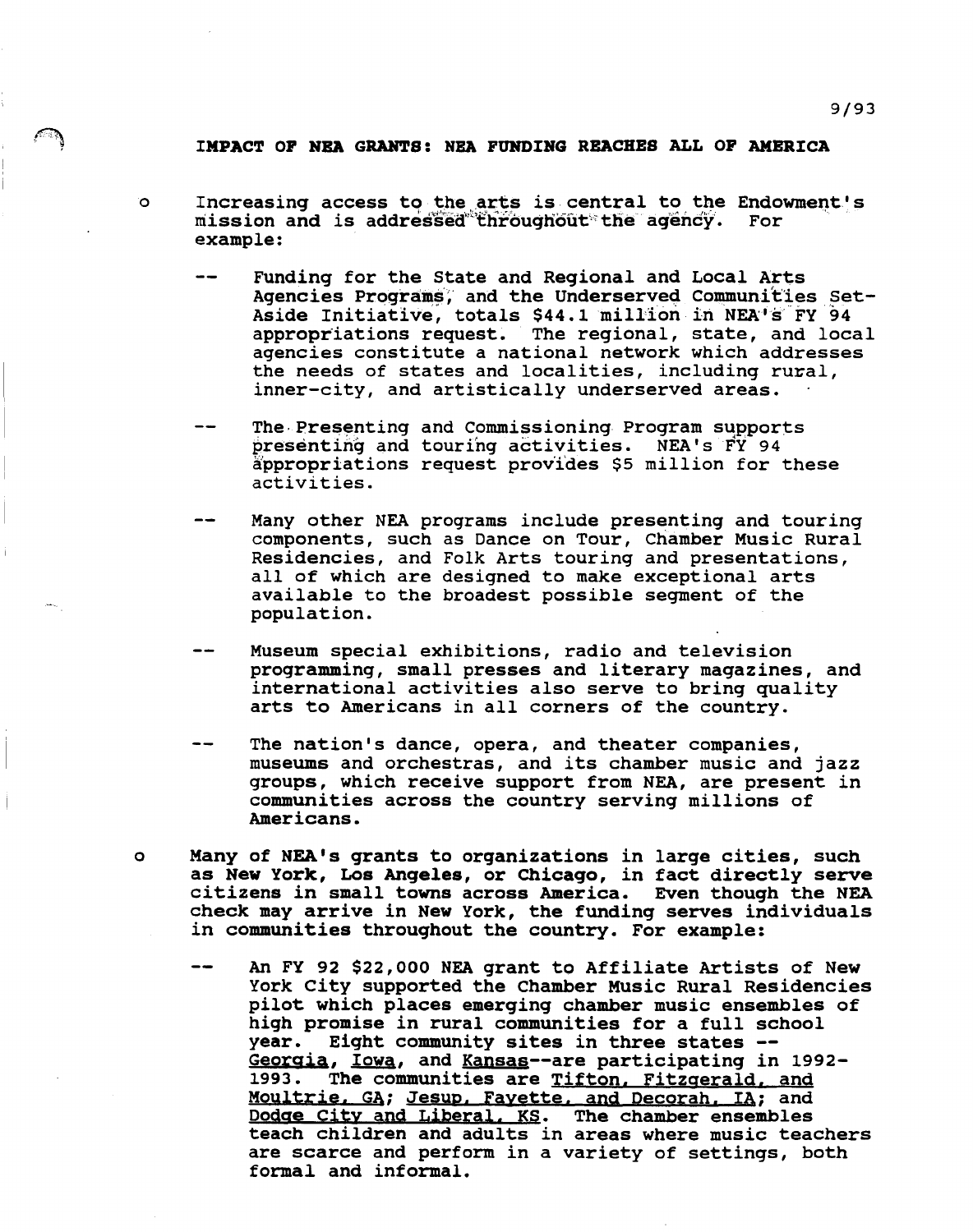9/93

**IMPACT OF NEA GRANTS: NEA FUNDING REACHES ALL OF AMERICA**

- Increasing access to the arts is central to the Endowment's mission and is addressed throughout the agency. For example:

  - Funding for the State and Regional and Local Arts Agencies Programs, and the Underserved Communities Set-Aside Initiative, totals $44.1 million in NEA's FY 94 appropriations request. The regional, state, and local agencies constitute a national network which addresses the needs of states and localities, including rural, inner-city, and artistically underserved areas.

  - The Presenting and Commissioning Program supports presenting and touring activities. NEA's FY 94 appropriations request provides $5 million for these activities.

  - Many other NEA programs include presenting and touring components, such as Dance on Tour, Chamber Music Rural Residencies, and Folk Arts touring and presentations, all of which are designed to make exceptional arts available to the broadest possible segment of the population.

  - Museum special exhibitions, radio and television programming, small presses and literary magazines, and international activities also serve to bring quality arts to Americans in all corners of the country.

  - The nation's dance, opera, and theater companies, museums and orchestras, and its chamber music and jazz groups, which receive support from NEA, are present in communities across the country serving millions of Americans.

- **Many of NEA's grants to organizations in large cities, such as New York, Los Angeles, or Chicago, in fact directly serve citizens in small towns across America. Even though the NEA check may arrive in New York, the funding serves individuals in communities throughout the country. For example:**

  - An FY 92 $22,000 NEA grant to Affiliate Artists of New York City supported the Chamber Music Rural Residencies pilot which places emerging chamber music ensembles of high promise in rural communities for a full school year. Eight community sites in three states -- Georgia, Iowa, and Kansas--are participating in 1992-1993. The communities are Tifton, Fitzgerald, and Moultrie, GA; Jesup, Fayette, and Decorah, IA; and Dodge City and Liberal, KS. The chamber ensembles teach children and adults in areas where music teachers are scarce and perform in a variety of settings, both formal and informal.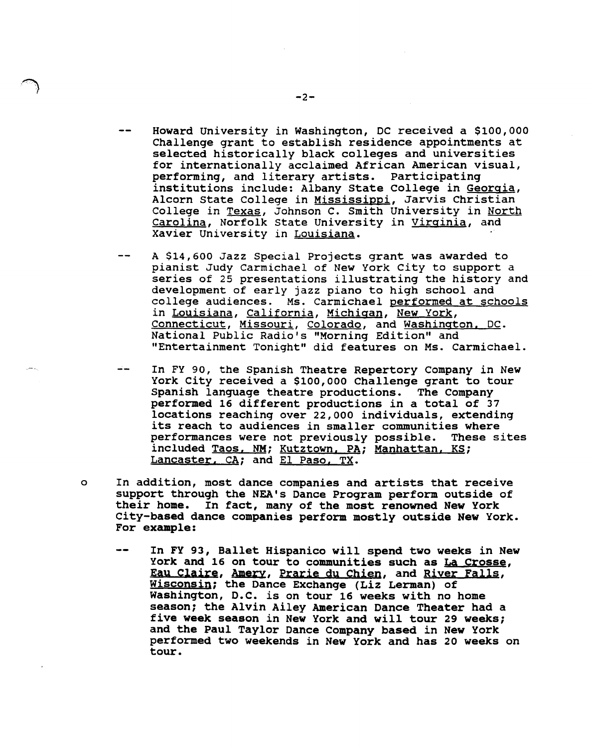- Howard University in Washington, DC received a $100,000 Challenge grant to establish residence appointments at selected historically black colleges and universities for internationally acclaimed African American visual, performing, and literary artists. Participating institutions include: Albany State College in Georgia, Alcorn State College in Mississippi, Jarvis Christian College in Texas, Johnson C. Smith University in North Carolina, Norfolk State University in Virginia, and Xavier University in Louisiana.

- A $14,600 Jazz Special Projects grant was awarded to pianist Judy Carmichael of New York City to support a series of 25 presentations illustrating the history and development of early jazz piano to high school and college audiences. Ms. Carmichael performed at schools in Louisiana, California, Michigan, New York, Connecticut, Missouri, Colorado, and Washington, DC. National Public Radio's "Morning Edition" and "Entertainment Tonight" did features on Ms. Carmichael.

- In FY 90, the Spanish Theatre Repertory Company in New York City received a $100,000 Challenge grant to tour Spanish language theatre productions. The Company performed 16 different productions in a total of 37 locations reaching over 22,000 individuals, extending its reach to audiences in smaller communities where performances were not previously possible. These sites included Taos, NM; Kutztown, PA; Manhattan, KS; Lancaster, CA; and El Paso, TX.

**In addition, most dance companies and artists that receive support through the NEA's Dance Program perform outside of their home. In fact, many of the most renowned New York City-based dance companies perform mostly outside New York. For example:**

- **In FY 93, Ballet Hispanico will spend two weeks in New York and 16 on tour to communities such as La Crosse, Eau Claire, Amery, Prarie du Chien, and River Falls, Wisconsin; the Dance Exchange (Liz Lerman) of Washington, D.C. is on tour 16 weeks with no home season; the Alvin Ailey American Dance Theater had a five week season in New York and will tour 29 weeks; and the Paul Taylor Dance Company based in New York performed two weekends in New York and has 20 weeks on tour.**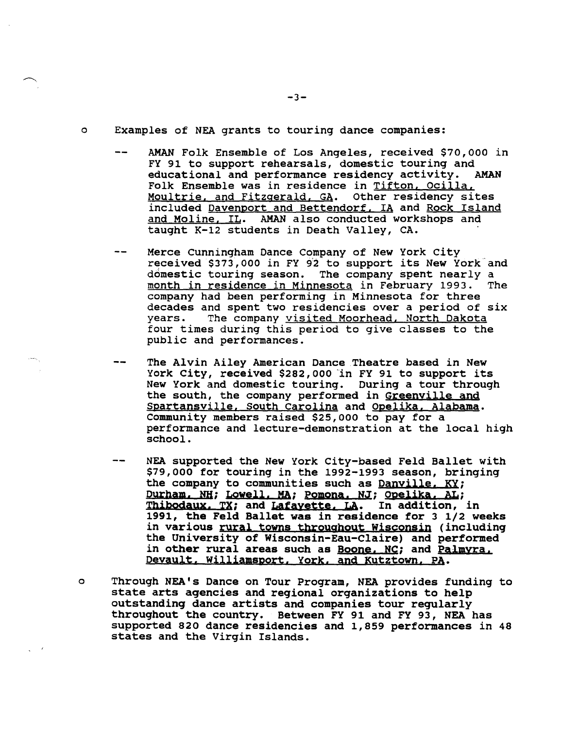- Examples of NEA grants to touring dance companies:

  - AMAN Folk Ensemble of Los Angeles, received $70,000 in FY 91 to support rehearsals, domestic touring and educational and performance residency activity. AMAN Folk Ensemble was in residence in Tifton, Ocilla, Moultrie, and Fitzgerald, GA. Other residency sites included Davenport and Bettendorf, IA and Rock Island and Moline, IL. AMAN also conducted workshops and taught K-12 students in Death Valley, CA.

  - Merce Cunningham Dance Company of New York City received $373,000 in FY 92 to support its New York and domestic touring season. The company spent nearly a month in residence in Minnesota in February 1993. The company had been performing in Minnesota for three decades and spent two residencies over a period of six years. The company visited Moorhead, North Dakota four times during this period to give classes to the public and performances.

  - The Alvin Ailey American Dance Theatre based in New York City, received $282,000 in FY 91 to support its New York and domestic touring. During a tour through the south, the company performed in Greenville and Spartansville, South Carolina and Opelika, Alabama. Community members raised $25,000 to pay for a performance and lecture-demonstration at the local high school.

  - NEA supported the New York City-based Feld Ballet with $79,000 for touring in the 1992-1993 season, bringing the company to communities such as Danville, KY; Durham, NH; Lowell, MA; Pomona, NJ; Opelika, AL; Thibodaux, TX; and Lafayette, LA. In addition, in 1991, the Feld Ballet was in residence for 3 1/2 weeks in various rural towns throughout Wisconsin (including the University of Wisconsin-Eau-Claire) and performed in other rural areas such as Boone, NC; and Palmyra, Devault, Williamsport, York, and Kutztown, PA.

- Through NEA's Dance on Tour Program, NEA provides funding to state arts agencies and regional organizations to help outstanding dance artists and companies tour regularly throughout the country. Between FY 91 and FY 93, NEA has supported 820 dance residencies and 1,859 performances in 48 states and the Virgin Islands.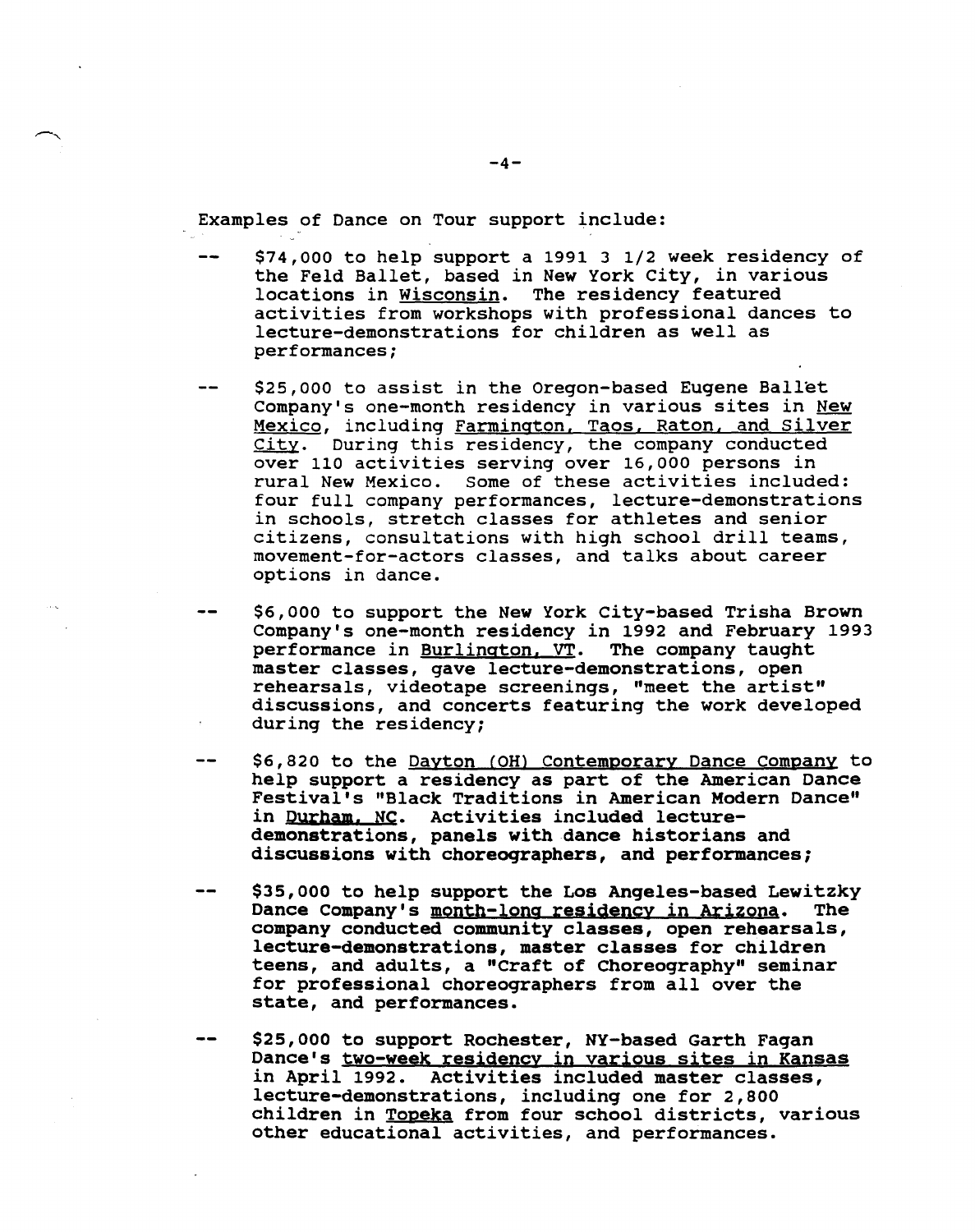Examples of Dance on Tour support include:

-- $74,000 to help support a 1991 3 1/2 week residency of the Feld Ballet, based in New York City, in various locations in Wisconsin. The residency featured activities from workshops with professional dances to lecture-demonstrations for children as well as performances;

-- $25,000 to assist in the Oregon-based Eugene Ballet Company's one-month residency in various sites in New Mexico, including Farmington, Taos, Raton, and Silver City. During this residency, the company conducted over 110 activities serving over 16,000 persons in rural New Mexico. Some of these activities included: four full company performances, lecture-demonstrations in schools, stretch classes for athletes and senior citizens, consultations with high school drill teams, movement-for-actors classes, and talks about career options in dance.

-- $6,000 to support the New York City-based Trisha Brown Company's one-month residency in 1992 and February 1993 performance in Burlington, VT. The company taught master classes, gave lecture-demonstrations, open rehearsals, videotape screenings, "meet the artist" discussions, and concerts featuring the work developed during the residency;

-- $6,820 to the Dayton (OH) Contemporary Dance Company to help support a residency as part of the American Dance Festival's "Black Traditions in American Modern Dance" in Durham, NC. Activities included lecture-demonstrations, panels with dance historians and discussions with choreographers, and performances;

-- $35,000 to help support the Los Angeles-based Lewitzky Dance Company's month-long residency in Arizona. The company conducted community classes, open rehearsals, lecture-demonstrations, master classes for children teens, and adults, a "Craft of Choreography" seminar for professional choreographers from all over the state, and performances.

-- $25,000 to support Rochester, NY-based Garth Fagan Dance's two-week residency in various sites in Kansas in April 1992. Activities included master classes, lecture-demonstrations, including one for 2,800 children in Topeka from four school districts, various other educational activities, and performances.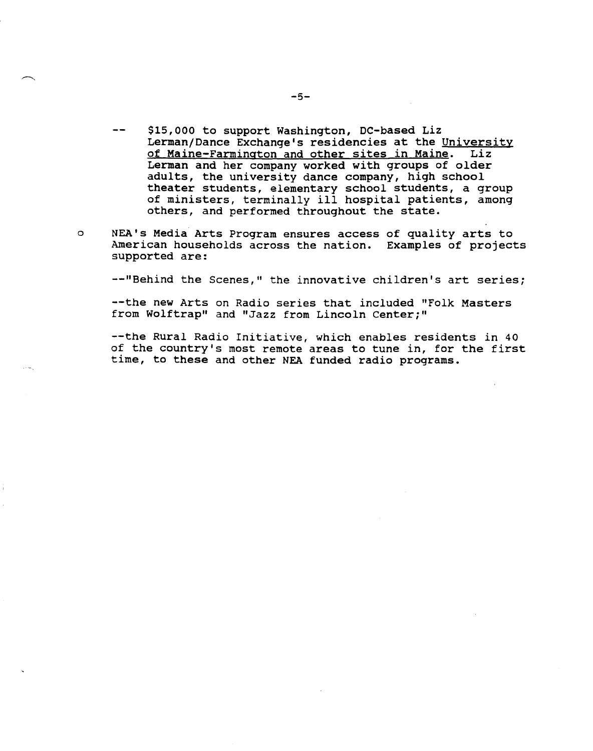- $15,000 to support Washington, DC-based Liz Lerman/Dance Exchange's residencies at the University of Maine-Farmington and other sites in Maine. Liz Lerman and her company worked with groups of older adults, the university dance company, high school theater students, elementary school students, a group of ministers, terminally ill hospital patients, among others, and performed throughout the state.

- NEA's Media Arts Program ensures access of quality arts to American households across the nation. Examples of projects supported are:

  --"Behind the Scenes," the innovative children's art series;

  --the new Arts on Radio series that included "Folk Masters from Wolftrap" and "Jazz from Lincoln Center;"

  --the Rural Radio Initiative, which enables residents in 40 of the country's most remote areas to tune in, for the first time, to these and other NEA funded radio programs.